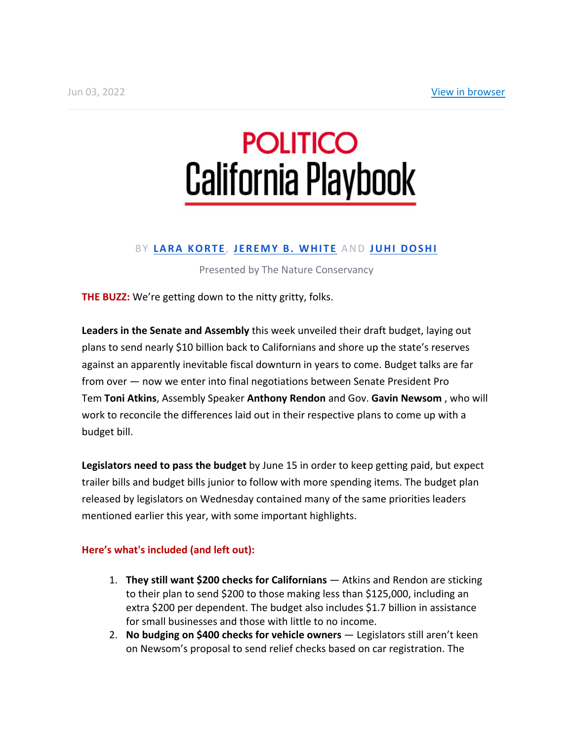Jun 03, 2022 View in browser

# POLITICO California Playbook

BY **LARA KORTE**, **JEREMY B. WHITE** AND **JUHI DOSHI**

Presented by The Nature Conservancy

**THE BUZZ:** We're getting down to the nitty gritty, folks.

**Leaders in the Senate and Assembly** this week unveiled their draft budget, laying out plans to send nearly $10 billion back to Californians and shore up the state's reserves against an apparently inevitable fiscal downturn in years to come. Budget talks are far from over — now we enter into final negotiations between Senate President Pro Tem **Toni Atkins**, Assembly Speaker **Anthony Rendon** and Gov. **Gavin Newsom** , who will work to reconcile the differences laid out in their respective plans to come up with a budget bill.

**Legislators need to pass the budget** by June 15 in order to keep getting paid, but expect trailer bills and budget bills junior to follow with more spending items. The budget plan released by legislators on Wednesday contained many of the same priorities leaders mentioned earlier this year, with some important highlights.

**Here's what's included (and left out):**

1. **They still want $200 checks for Californians** — Atkins and Rendon are sticking to their plan to send $200 to those making less than $125,000, including an extra $200 per dependent. The budget also includes $1.7 billion in assistance for small businesses and those with little to no income.
2. **No budging on $400 checks for vehicle owners** — Legislators still aren't keen on Newsom's proposal to send relief checks based on car registration. The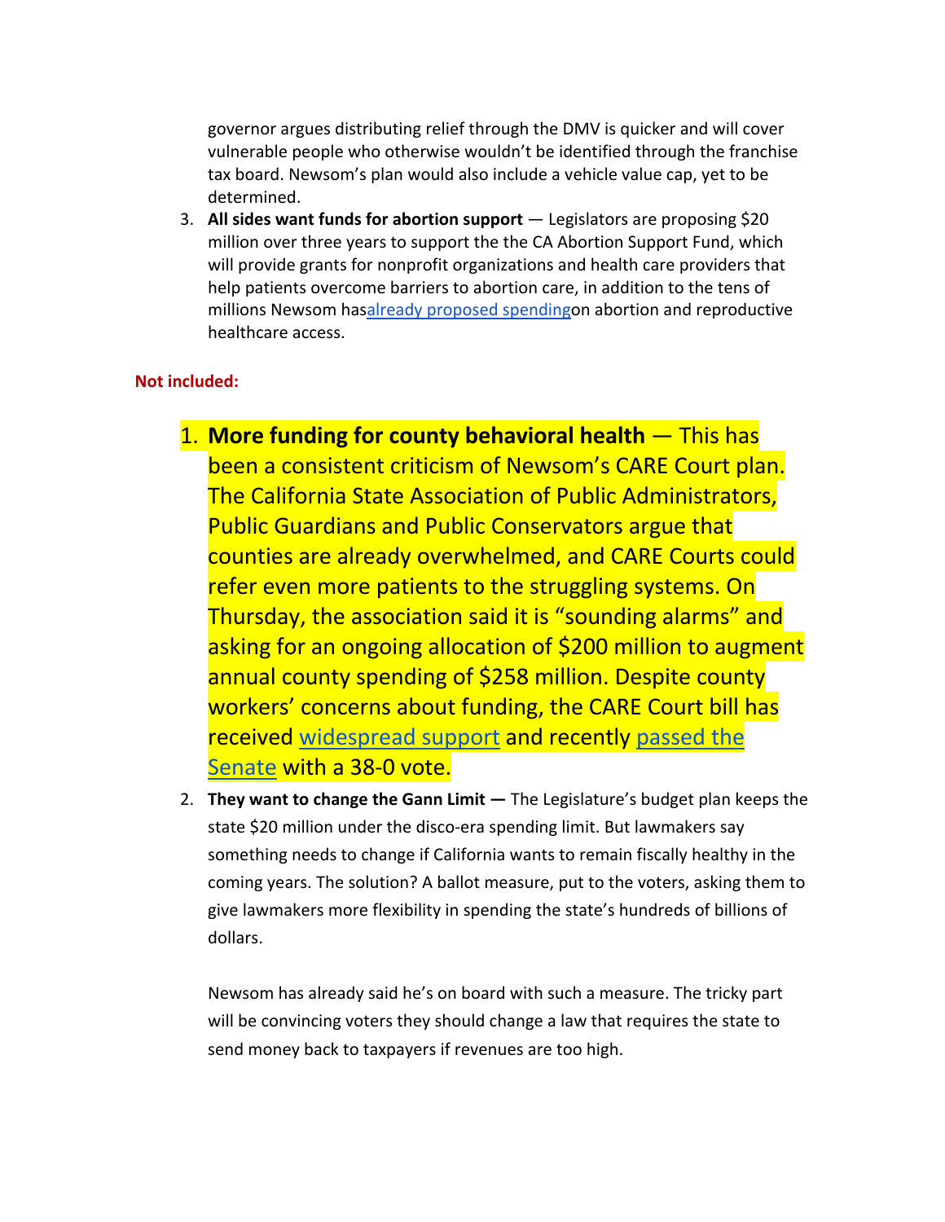governor argues distributing relief through the DMV is quicker and will cover vulnerable people who otherwise wouldn't be identified through the franchise tax board. Newsom's plan would also include a vehicle value cap, yet to be determined.

3. **All sides want funds for abortion support** — Legislators are proposing $20 million over three years to support the the CA Abortion Support Fund, which will provide grants for nonprofit organizations and health care providers that help patients overcome barriers to abortion care, in addition to the tens of millions Newsom hasalready proposed spendingon abortion and reproductive healthcare access.

**Not included:**

1. **More funding for county behavioral health** — This has been a consistent criticism of Newsom's CARE Court plan. The California State Association of Public Administrators, Public Guardians and Public Conservators argue that counties are already overwhelmed, and CARE Courts could refer even more patients to the struggling systems. On Thursday, the association said it is "sounding alarms" and asking for an ongoing allocation of $200 million to augment annual county spending of $258 million. Despite county workers' concerns about funding, the CARE Court bill has received widespread support and recently passed the Senate with a 38-0 vote.
2. **They want to change the Gann Limit —** The Legislature's budget plan keeps the state $20 million under the disco-era spending limit. But lawmakers say something needs to change if California wants to remain fiscally healthy in the coming years. The solution? A ballot measure, put to the voters, asking them to give lawmakers more flexibility in spending the state's hundreds of billions of dollars.

   Newsom has already said he's on board with such a measure. The tricky part will be convincing voters they should change a law that requires the state to send money back to taxpayers if revenues are too high.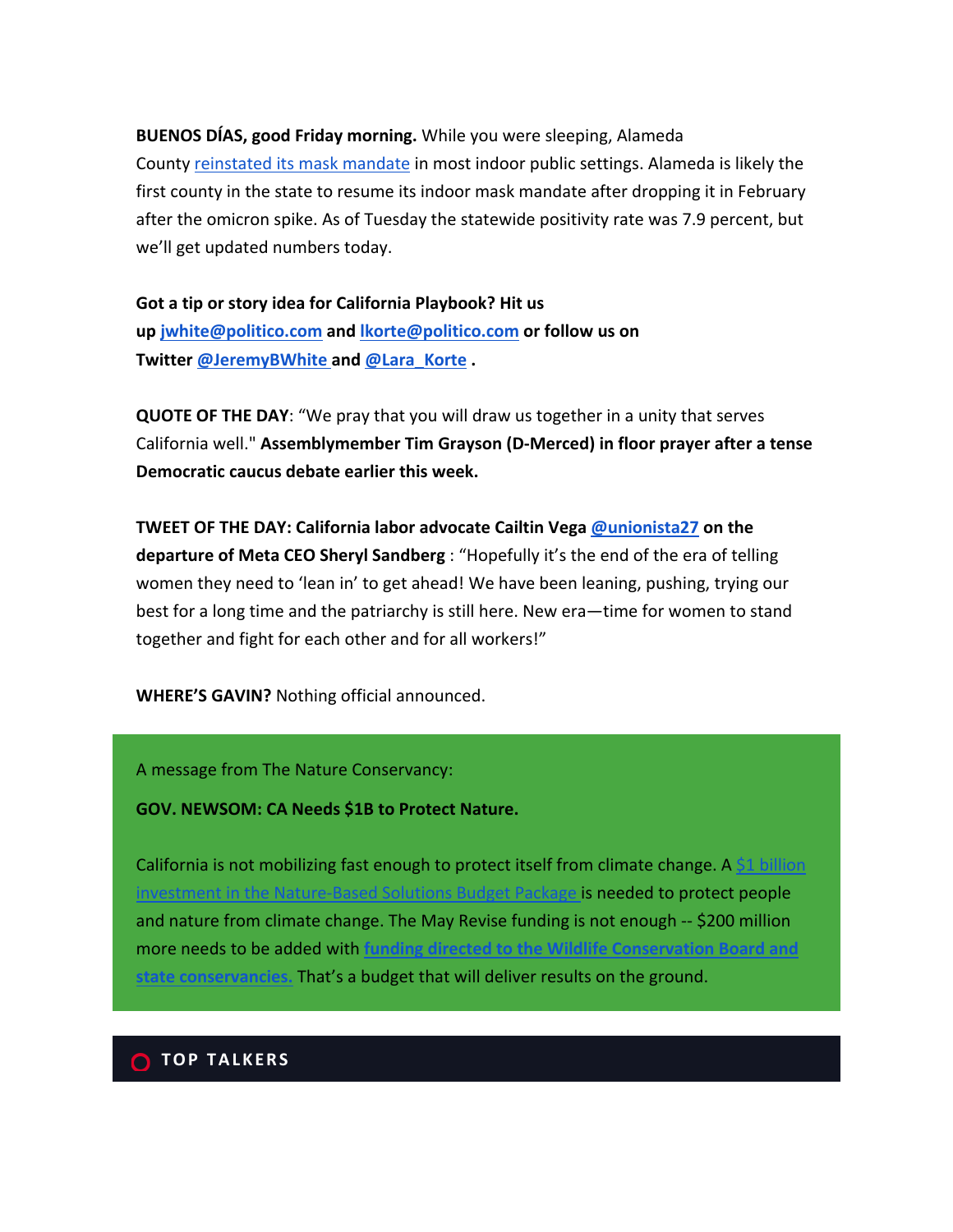**BUENOS DÍAS, good Friday morning.** While you were sleeping, Alameda County reinstated its mask mandate in most indoor public settings. Alameda is likely the first county in the state to resume its indoor mask mandate after dropping it in February after the omicron spike. As of Tuesday the statewide positivity rate was 7.9 percent, but we'll get updated numbers today.

**Got a tip or story idea for California Playbook? Hit us up jwhite@politico.com and lkorte@politico.com or follow us on Twitter @JeremyBWhite and @Lara_Korte .**

**QUOTE OF THE DAY**: "We pray that you will draw us together in a unity that serves California well." **Assemblymember Tim Grayson (D-Merced) in floor prayer after a tense Democratic caucus debate earlier this week.**

**TWEET OF THE DAY: California labor advocate Cailtin Vega @unionista27 on the departure of Meta CEO Sheryl Sandberg** : "Hopefully it's the end of the era of telling women they need to 'lean in' to get ahead! We have been leaning, pushing, trying our best for a long time and the patriarchy is still here. New era—time for women to stand together and fight for each other and for all workers!"

**WHERE'S GAVIN?** Nothing official announced.

A message from The Nature Conservancy:

**GOV. NEWSOM: CA Needs $1B to Protect Nature.**

California is not mobilizing fast enough to protect itself from climate change. A $1 billion investment in the Nature-Based Solutions Budget Package is needed to protect people and nature from climate change. The May Revise funding is not enough -- $200 million more needs to be added with **funding directed to the Wildlife Conservation Board and state conservancies.** That's a budget that will deliver results on the ground.

## TOP TALKERS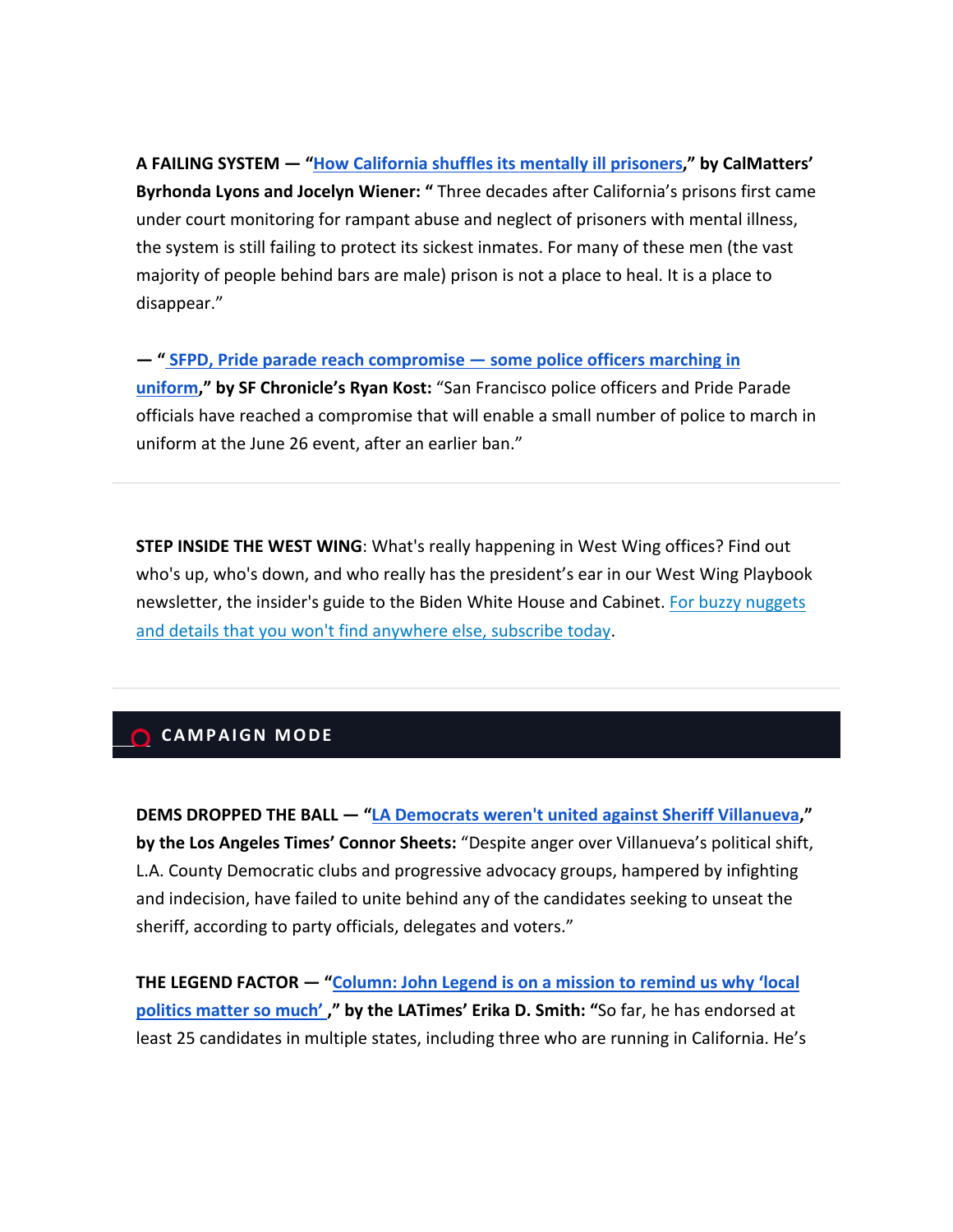**A FAILING SYSTEM — "How California shuffles its mentally ill prisoners," by CalMatters' Byrhonda Lyons and Jocelyn Wiener: "** Three decades after California's prisons first came under court monitoring for rampant abuse and neglect of prisoners with mental illness, the system is still failing to protect its sickest inmates. For many of these men (the vast majority of people behind bars are male) prison is not a place to heal. It is a place to disappear."

**— " SFPD, Pride parade reach compromise — some police officers marching in uniform," by SF Chronicle's Ryan Kost:** "San Francisco police officers and Pride Parade officials have reached a compromise that will enable a small number of police to march in uniform at the June 26 event, after an earlier ban."

---

**STEP INSIDE THE WEST WING**: What's really happening in West Wing offices? Find out who's up, who's down, and who really has the president's ear in our West Wing Playbook newsletter, the insider's guide to the Biden White House and Cabinet. For buzzy nuggets and details that you won't find anywhere else, subscribe today.

---

## CAMPAIGN MODE

**DEMS DROPPED THE BALL — "LA Democrats weren't united against Sheriff Villanueva," by the Los Angeles Times' Connor Sheets:** "Despite anger over Villanueva's political shift, L.A. County Democratic clubs and progressive advocacy groups, hampered by infighting and indecision, have failed to unite behind any of the candidates seeking to unseat the sheriff, according to party officials, delegates and voters."

**THE LEGEND FACTOR — "Column: John Legend is on a mission to remind us why 'local politics matter so much' ," by the LATimes' Erika D. Smith: "**So far, he has endorsed at least 25 candidates in multiple states, including three who are running in California. He's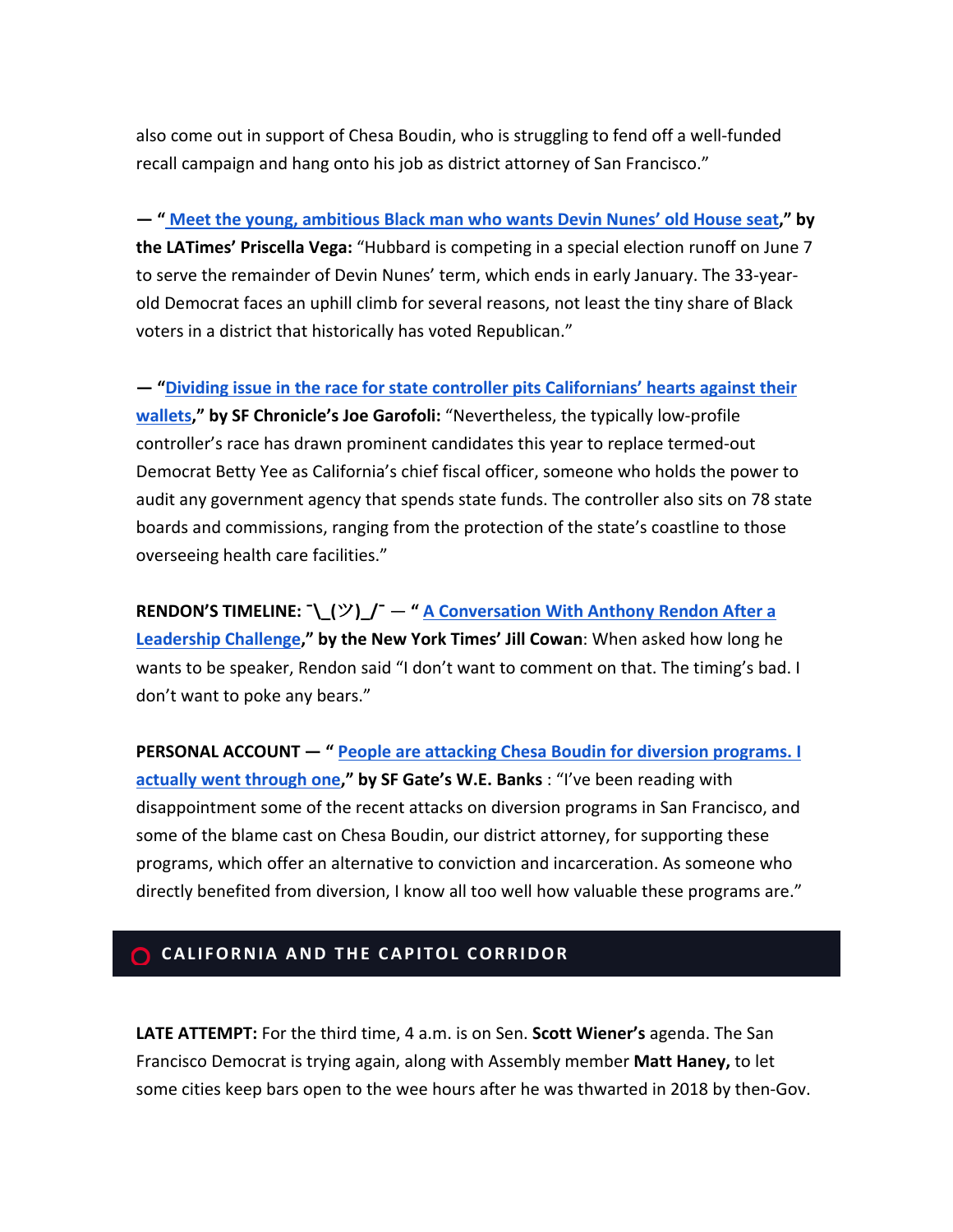also come out in support of Chesa Boudin, who is struggling to fend off a well-funded recall campaign and hang onto his job as district attorney of San Francisco."

**— " Meet the young, ambitious Black man who wants Devin Nunes' old House seat," by the LATimes' Priscella Vega:** "Hubbard is competing in a special election runoff on June 7 to serve the remainder of Devin Nunes' term, which ends in early January. The 33-year-old Democrat faces an uphill climb for several reasons, not least the tiny share of Black voters in a district that historically has voted Republican."

**— "Dividing issue in the race for state controller pits Californians' hearts against their wallets," by SF Chronicle's Joe Garofoli:** "Nevertheless, the typically low-profile controller's race has drawn prominent candidates this year to replace termed-out Democrat Betty Yee as California's chief fiscal officer, someone who holds the power to audit any government agency that spends state funds. The controller also sits on 78 state boards and commissions, ranging from the protection of the state's coastline to those overseeing health care facilities."

**RENDON'S TIMELINE: ¯\_(ツ)_/¯ — " A Conversation With Anthony Rendon After a Leadership Challenge," by the New York Times' Jill Cowan**: When asked how long he wants to be speaker, Rendon said "I don't want to comment on that. The timing's bad. I don't want to poke any bears."

**PERSONAL ACCOUNT — " People are attacking Chesa Boudin for diversion programs. I actually went through one," by SF Gate's W.E. Banks** : "I've been reading with disappointment some of the recent attacks on diversion programs in San Francisco, and some of the blame cast on Chesa Boudin, our district attorney, for supporting these programs, which offer an alternative to conviction and incarceration. As someone who directly benefited from diversion, I know all too well how valuable these programs are."

## CALIFORNIA AND THE CAPITOL CORRIDOR

**LATE ATTEMPT:** For the third time, 4 a.m. is on Sen. **Scott Wiener's** agenda. The San Francisco Democrat is trying again, along with Assembly member **Matt Haney,** to let some cities keep bars open to the wee hours after he was thwarted in 2018 by then-Gov.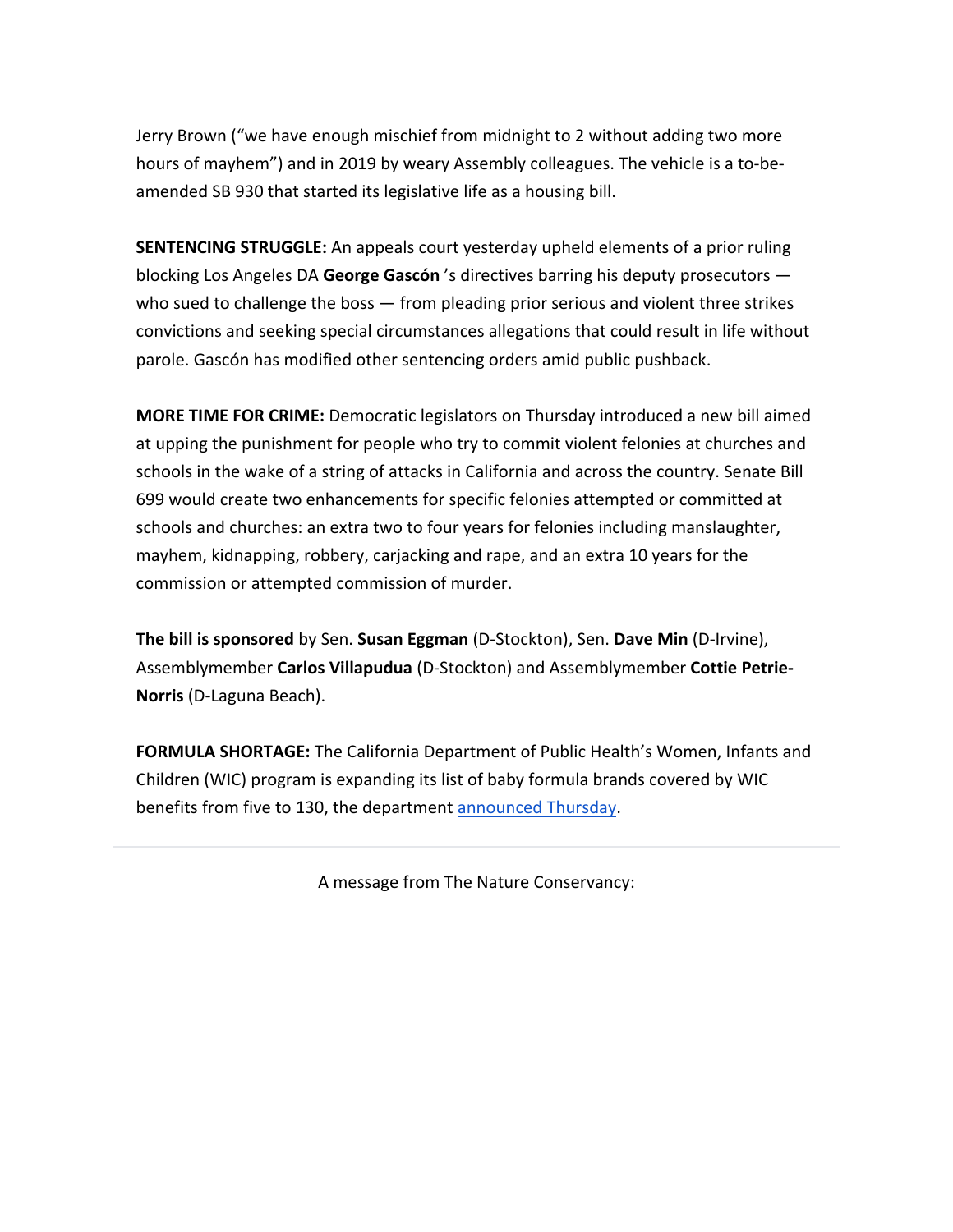Jerry Brown ("we have enough mischief from midnight to 2 without adding two more hours of mayhem") and in 2019 by weary Assembly colleagues. The vehicle is a to-be-amended SB 930 that started its legislative life as a housing bill.

**SENTENCING STRUGGLE:** An appeals court yesterday upheld elements of a prior ruling blocking Los Angeles DA **George Gascón** 's directives barring his deputy prosecutors — who sued to challenge the boss — from pleading prior serious and violent three strikes convictions and seeking special circumstances allegations that could result in life without parole. Gascón has modified other sentencing orders amid public pushback.

**MORE TIME FOR CRIME:** Democratic legislators on Thursday introduced a new bill aimed at upping the punishment for people who try to commit violent felonies at churches and schools in the wake of a string of attacks in California and across the country. Senate Bill 699 would create two enhancements for specific felonies attempted or committed at schools and churches: an extra two to four years for felonies including manslaughter, mayhem, kidnapping, robbery, carjacking and rape, and an extra 10 years for the commission or attempted commission of murder.

**The bill is sponsored** by Sen. **Susan Eggman** (D-Stockton), Sen. **Dave Min** (D-Irvine), Assemblymember **Carlos Villapudua** (D-Stockton) and Assemblymember **Cottie Petrie-Norris** (D-Laguna Beach).

**FORMULA SHORTAGE:** The California Department of Public Health's Women, Infants and Children (WIC) program is expanding its list of baby formula brands covered by WIC benefits from five to 130, the department [announced Thursday](announced Thursday).

---

A message from The Nature Conservancy: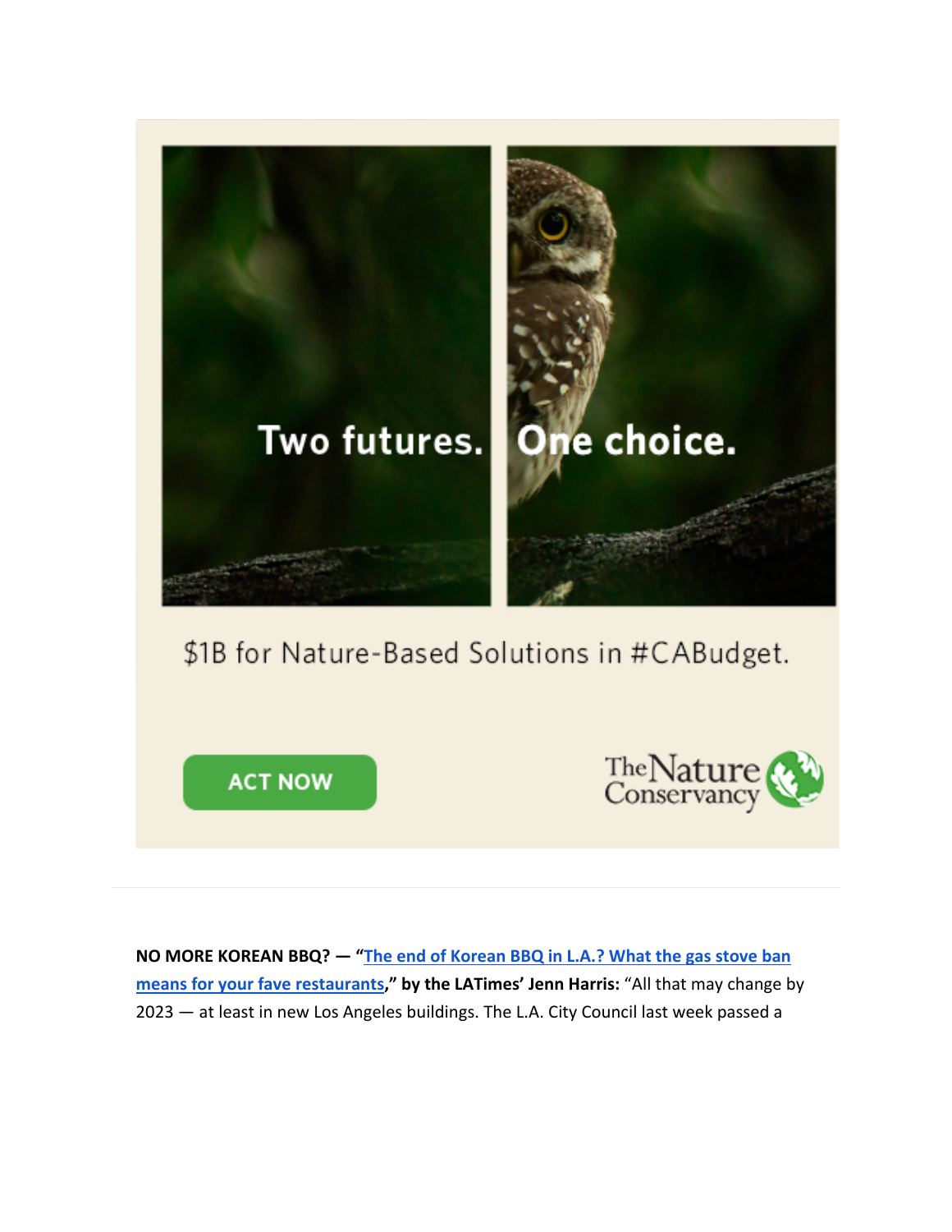Two futures. One choice.

$1B for Nature-Based Solutions in #CABudget.

ACT NOW

The Nature Conservancy

---

**NO MORE KOREAN BBQ? — "The end of Korean BBQ in L.A.? What the gas stove ban means for your fave restaurants," by the LATimes' Jenn Harris:** "All that may change by 2023 — at least in new Los Angeles buildings. The L.A. City Council last week passed a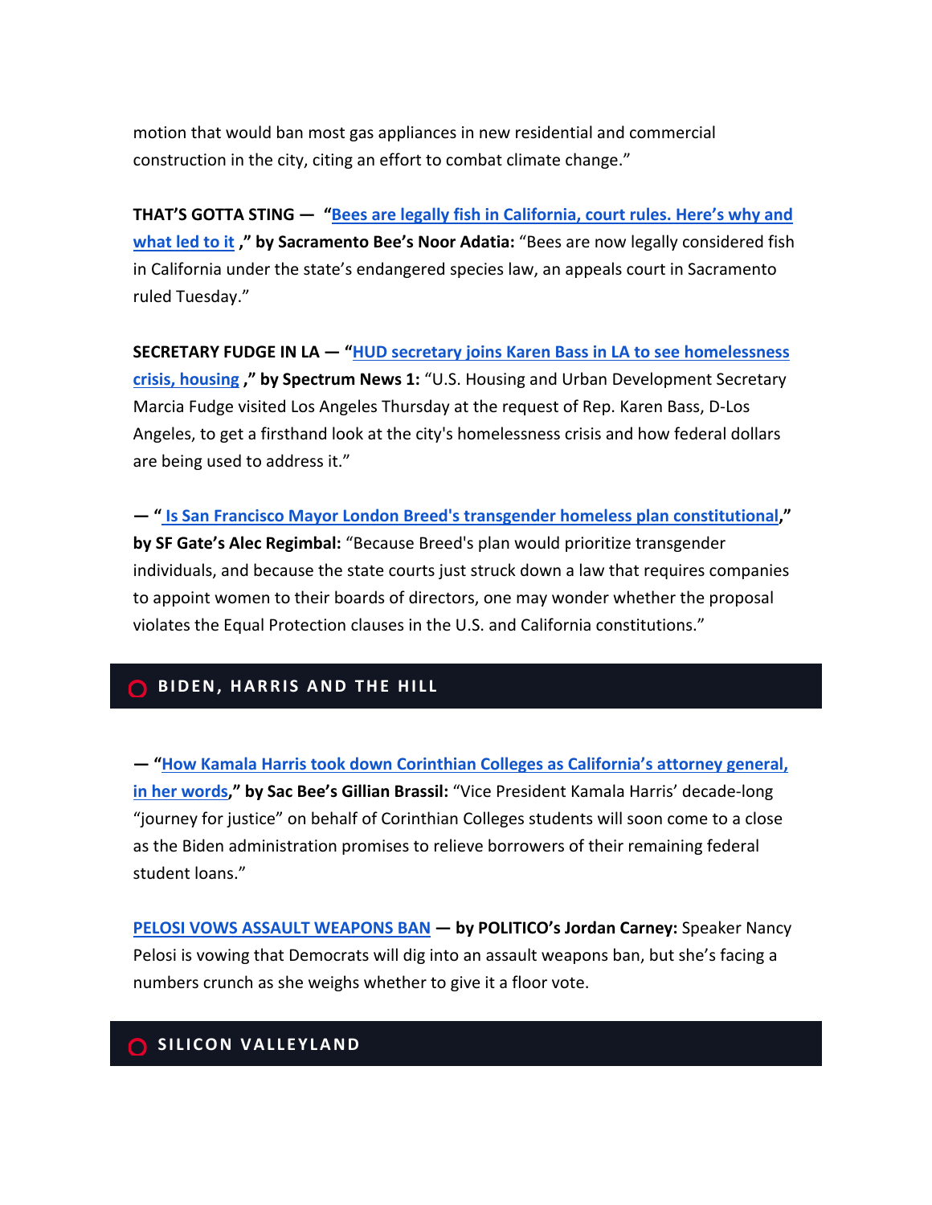motion that would ban most gas appliances in new residential and commercial construction in the city, citing an effort to combat climate change."

**THAT'S GOTTA STING —** **"Bees are legally fish in California, court rules. Here's why and what led to it ," by Sacramento Bee's Noor Adatia:** "Bees are now legally considered fish in California under the state's endangered species law, an appeals court in Sacramento ruled Tuesday."

**SECRETARY FUDGE IN LA — "HUD secretary joins Karen Bass in LA to see homelessness crisis, housing ," by Spectrum News 1:** "U.S. Housing and Urban Development Secretary Marcia Fudge visited Los Angeles Thursday at the request of Rep. Karen Bass, D-Los Angeles, to get a firsthand look at the city's homelessness crisis and how federal dollars are being used to address it."

**— " Is San Francisco Mayor London Breed's transgender homeless plan constitutional," by SF Gate's Alec Regimbal:** "Because Breed's plan would prioritize transgender individuals, and because the state courts just struck down a law that requires companies to appoint women to their boards of directors, one may wonder whether the proposal violates the Equal Protection clauses in the U.S. and California constitutions."

## BIDEN, HARRIS AND THE HILL

**— "How Kamala Harris took down Corinthian Colleges as California's attorney general, in her words," by Sac Bee's Gillian Brassil:** "Vice President Kamala Harris' decade-long "journey for justice" on behalf of Corinthian Colleges students will soon come to a close as the Biden administration promises to relieve borrowers of their remaining federal student loans."

**PELOSI VOWS ASSAULT WEAPONS BAN — by POLITICO's Jordan Carney:** Speaker Nancy Pelosi is vowing that Democrats will dig into an assault weapons ban, but she's facing a numbers crunch as she weighs whether to give it a floor vote.

## SILICON VALLEYLAND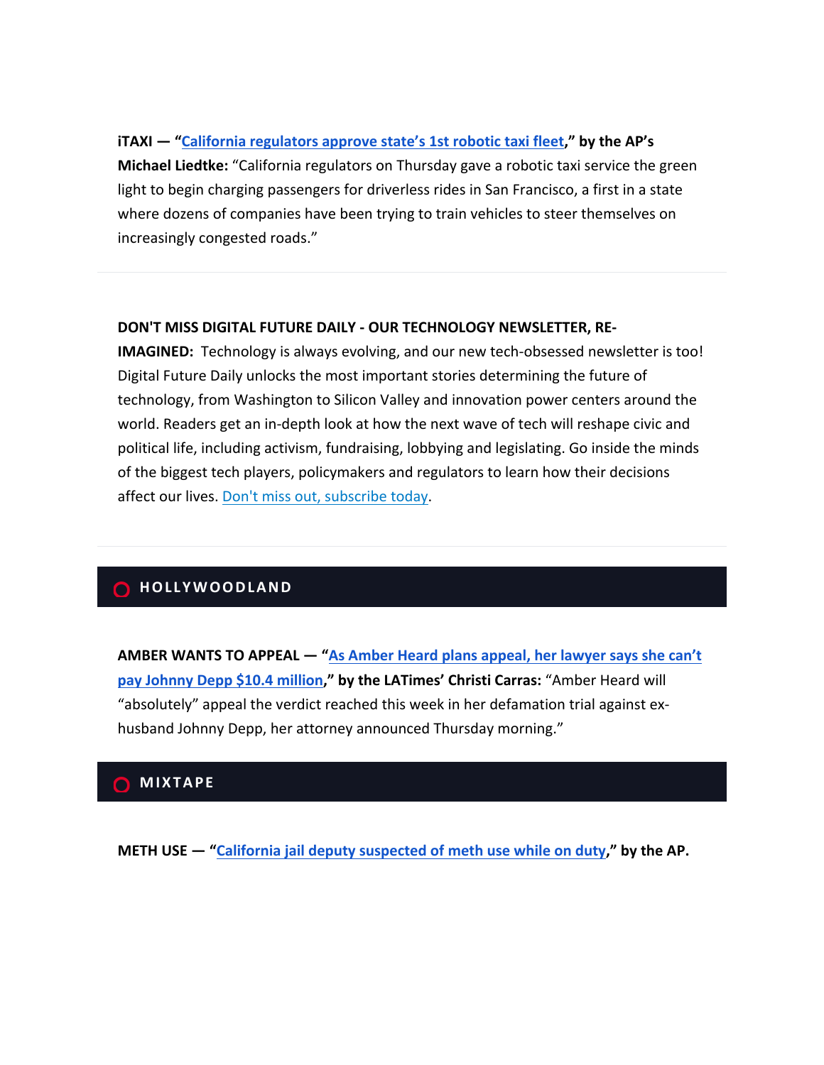**iTAXI — "California regulators approve state's 1st robotic taxi fleet," by the AP's Michael Liedtke:** "California regulators on Thursday gave a robotic taxi service the green light to begin charging passengers for driverless rides in San Francisco, a first in a state where dozens of companies have been trying to train vehicles to steer themselves on increasingly congested roads."

---

**DON'T MISS DIGITAL FUTURE DAILY - OUR TECHNOLOGY NEWSLETTER, RE-IMAGINED:** Technology is always evolving, and our new tech-obsessed newsletter is too! Digital Future Daily unlocks the most important stories determining the future of technology, from Washington to Silicon Valley and innovation power centers around the world. Readers get an in-depth look at how the next wave of tech will reshape civic and political life, including activism, fundraising, lobbying and legislating. Go inside the minds of the biggest tech players, policymakers and regulators to learn how their decisions affect our lives. Don't miss out, subscribe today.

---

## HOLLYWOODLAND

**AMBER WANTS TO APPEAL — "As Amber Heard plans appeal, her lawyer says she can't pay Johnny Depp $10.4 million," by the LATimes' Christi Carras:** "Amber Heard will "absolutely" appeal the verdict reached this week in her defamation trial against ex-husband Johnny Depp, her attorney announced Thursday morning."

## MIXTAPE

**METH USE — "California jail deputy suspected of meth use while on duty," by the AP.**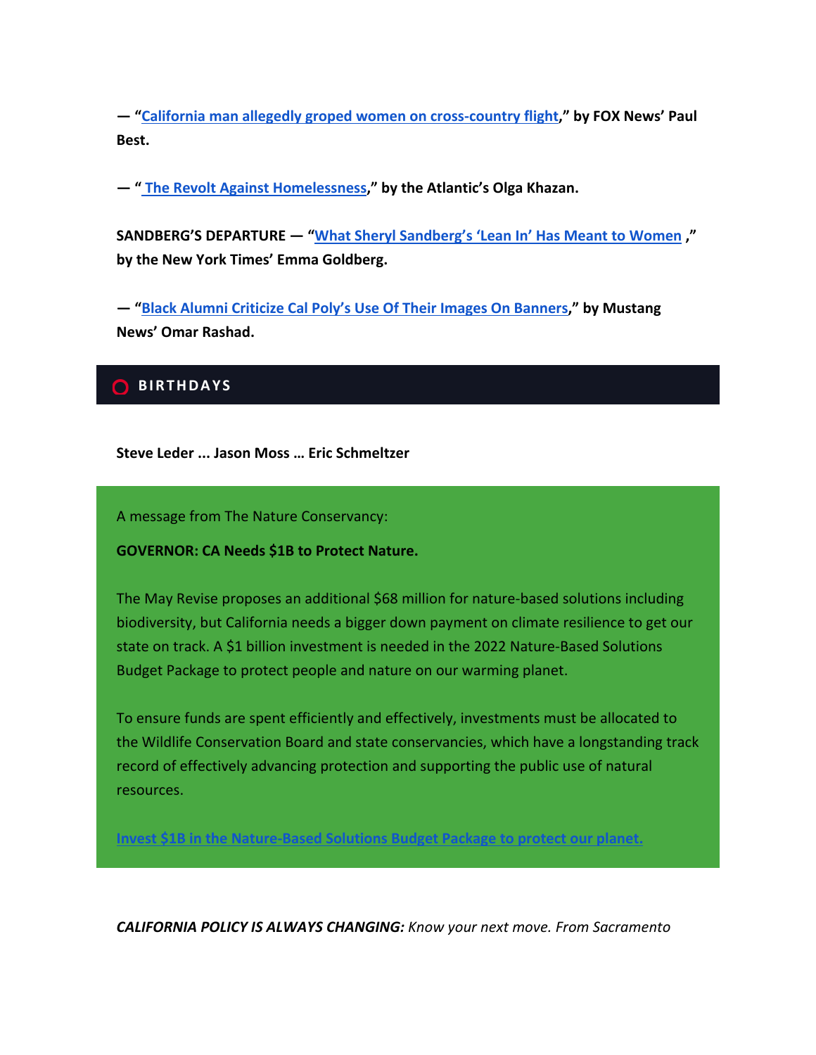**— “California man allegedly groped women on cross-country flight,” by FOX News’ Paul Best.**

**— “ The Revolt Against Homelessness,” by the Atlantic’s Olga Khazan.**

**SANDBERG’S DEPARTURE — “What Sheryl Sandberg’s ‘Lean In’ Has Meant to Women ,” by the New York Times’ Emma Goldberg.**

**— “Black Alumni Criticize Cal Poly’s Use Of Their Images On Banners,” by Mustang News’ Omar Rashad.**

## BIRTHDAYS

**Steve Leder ... Jason Moss … Eric Schmeltzer**

A message from The Nature Conservancy:

**GOVERNOR: CA Needs $1B to Protect Nature.**

The May Revise proposes an additional $68 million for nature-based solutions including biodiversity, but California needs a bigger down payment on climate resilience to get our state on track. A $1 billion investment is needed in the 2022 Nature-Based Solutions Budget Package to protect people and nature on our warming planet.

To ensure funds are spent efficiently and effectively, investments must be allocated to the Wildlife Conservation Board and state conservancies, which have a longstanding track record of effectively advancing protection and supporting the public use of natural resources.

Invest $1B in the Nature-Based Solutions Budget Package to protect our planet.

***CALIFORNIA POLICY IS ALWAYS CHANGING:*** *Know your next move. From Sacramento*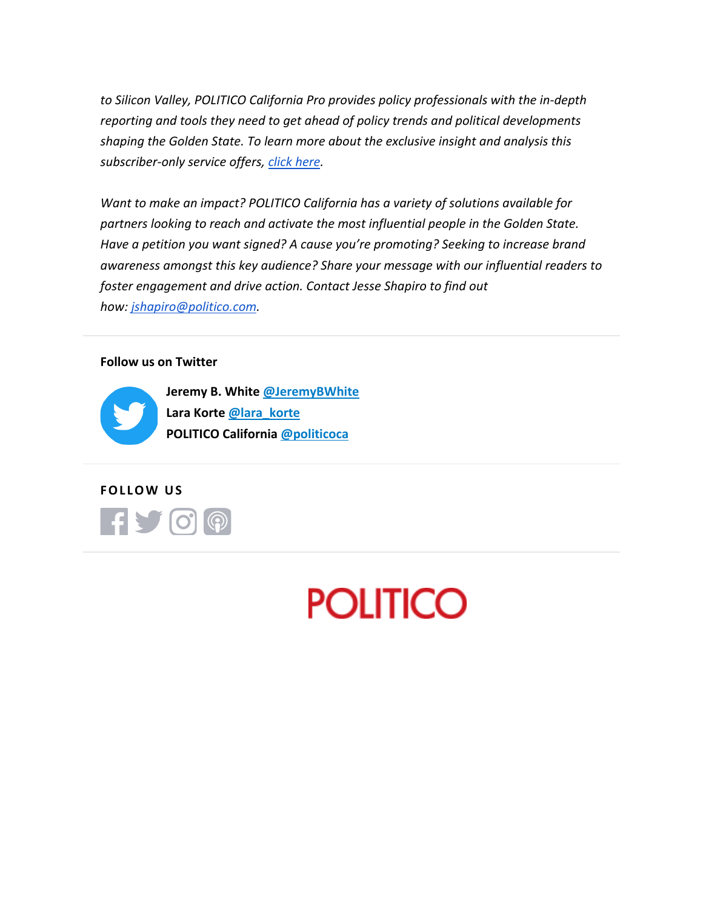*to Silicon Valley, POLITICO California Pro provides policy professionals with the in-depth reporting and tools they need to get ahead of policy trends and political developments shaping the Golden State. To learn more about the exclusive insight and analysis this subscriber-only service offers, click here.*

*Want to make an impact? POLITICO California has a variety of solutions available for partners looking to reach and activate the most influential people in the Golden State. Have a petition you want signed? A cause you're promoting? Seeking to increase brand awareness amongst this key audience? Share your message with our influential readers to foster engagement and drive action. Contact Jesse Shapiro to find out how: jshapiro@politico.com.*

---

**Follow us on Twitter**

**Jeremy B. White @JeremyBWhite**
**Lara Korte @lara_korte**
**POLITICO California @politicoca**

---

**FOLLOW US**

---

POLITICO